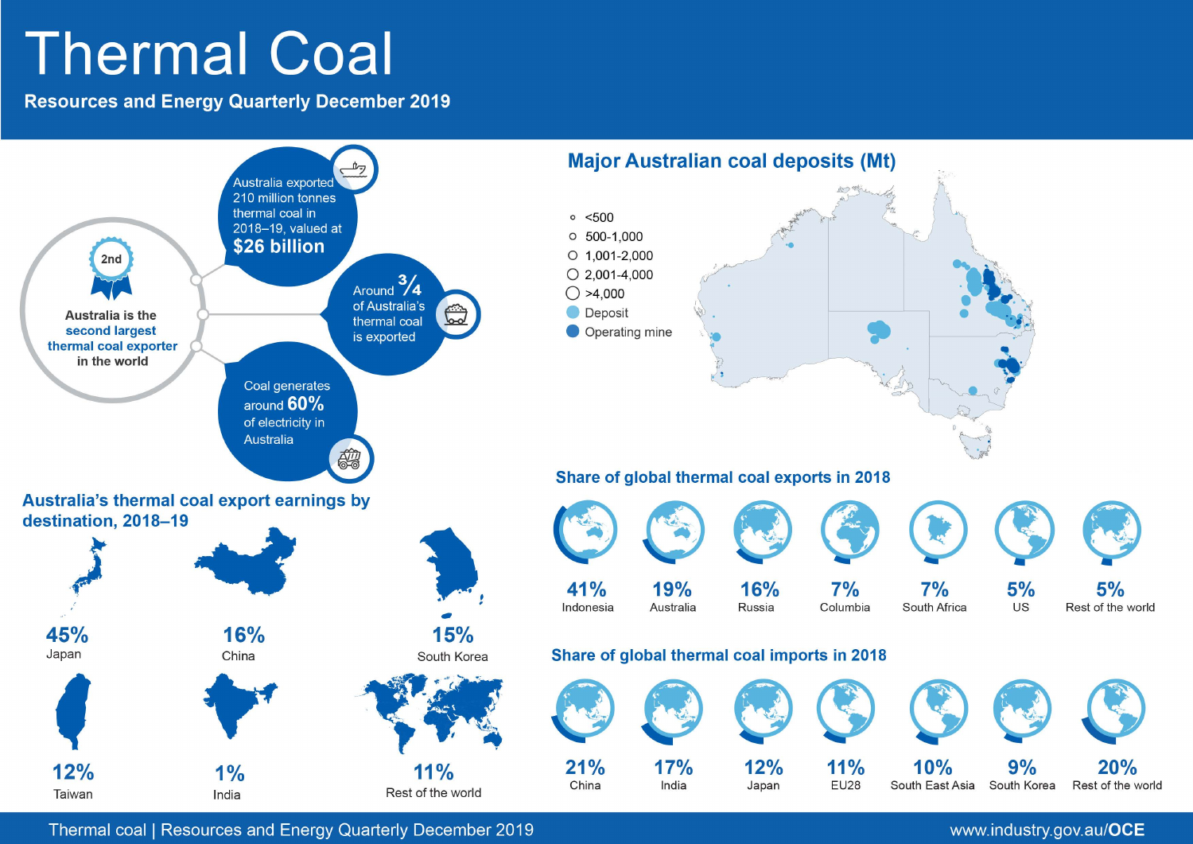# Thermal Coal

**Resources and Energy Quarterly December 2019**

2nd

Australia is the **second largest thermal coal exporter** in the world

Australia exported 210 million tonnes thermal coal in 2018–19, valued at **$26 billion**

Around ¾ of Australia's thermal coal is exported

Coal generates around **60%** of electricity in Australia

## Major Australian coal deposits (Mt)

- <500
- 500-1,000
- 1,001-2,000
- 2,001-4,000
- >4,000
- Deposit
- Operating mine

## Australia's thermal coal export earnings by destination, 2018–19

| Destination | Share |
|---|---|
| Japan | 45% |
| China | 16% |
| South Korea | 15% |
| Taiwan | 12% |
| India | 1% |
| Rest of the world | 11% |

## Share of global thermal coal exports in 2018

| Country | Share |
|---|---|
| Indonesia | 41% |
| Australia | 19% |
| Russia | 16% |
| Columbia | 7% |
| South Africa | 7% |
| US | 5% |
| Rest of the world | 5% |

## Share of global thermal coal imports in 2018

| Country | Share |
|---|---|
| China | 21% |
| India | 17% |
| Japan | 12% |
| EU28 | 11% |
| South East Asia | 10% |
| South Korea | 9% |
| Rest of the world | 20% |

Thermal coal | Resources and Energy Quarterly December 2019 www.industry.gov.au/**OCE**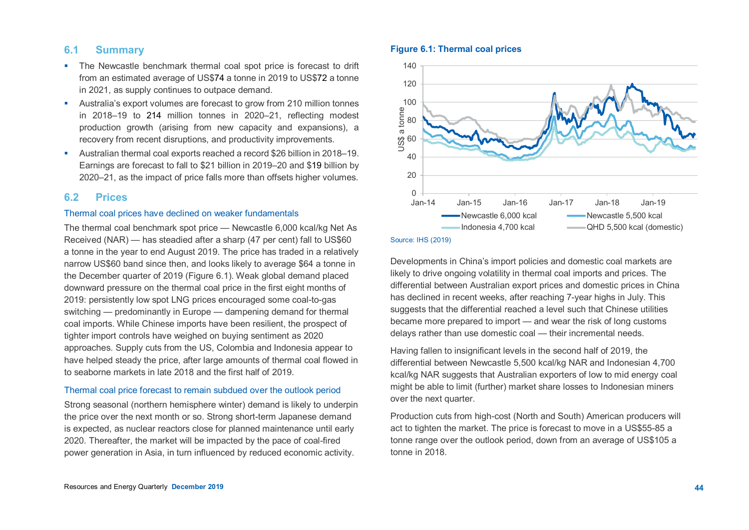## 6.1 Summary

- The Newcastle benchmark thermal coal spot price is forecast to drift from an estimated average of US$74 a tonne in 2019 to US$72 a tonne in 2021, as supply continues to outpace demand.
- Australia's export volumes are forecast to grow from 210 million tonnes in 2018–19 to 214 million tonnes in 2020–21, reflecting modest production growth (arising from new capacity and expansions), a recovery from recent disruptions, and productivity improvements.
- Australian thermal coal exports reached a record $26 billion in 2018–19. Earnings are forecast to fall to $21 billion in 2019–20 and $19 billion by 2020–21, as the impact of price falls more than offsets higher volumes.

## 6.2 Prices

### Thermal coal prices have declined on weaker fundamentals

The thermal coal benchmark spot price — Newcastle 6,000 kcal/kg Net As Received (NAR) — has steadied after a sharp (47 per cent) fall to US$60 a tonne in the year to end August 2019. The price has traded in a relatively narrow US$60 band since then, and looks likely to average $64 a tonne in the December quarter of 2019 (Figure 6.1). Weak global demand placed downward pressure on the thermal coal price in the first eight months of 2019: persistently low spot LNG prices encouraged some coal-to-gas switching — predominantly in Europe — dampening demand for thermal coal imports. While Chinese imports have been resilient, the prospect of tighter import controls have weighed on buying sentiment as 2020 approaches. Supply cuts from the US, Colombia and Indonesia appear to have helped steady the price, after large amounts of thermal coal flowed in to seaborne markets in late 2018 and the first half of 2019.

### Thermal coal price forecast to remain subdued over the outlook period

Strong seasonal (northern hemisphere winter) demand is likely to underpin the price over the next month or so. Strong short-term Japanese demand is expected, as nuclear reactors close for planned maintenance until early 2020. Thereafter, the market will be impacted by the pace of coal-fired power generation in Asia, in turn influenced by reduced economic activity.

**Figure 6.1: Thermal coal prices**

Source: IHS (2019)

Developments in China's import policies and domestic coal markets are likely to drive ongoing volatility in thermal coal imports and prices. The differential between Australian export prices and domestic prices in China has declined in recent weeks, after reaching 7-year highs in July. This suggests that the differential reached a level such that Chinese utilities became more prepared to import — and wear the risk of long customs delays rather than use domestic coal — their incremental needs.

Having fallen to insignificant levels in the second half of 2019, the differential between Newcastle 5,500 kcal/kg NAR and Indonesian 4,700 kcal/kg NAR suggests that Australian exporters of low to mid energy coal might be able to limit (further) market share losses to Indonesian miners over the next quarter.

Production cuts from high-cost (North and South) American producers will act to tighten the market. The price is forecast to move in a US$55-85 a tonne range over the outlook period, down from an average of US$105 a tonne in 2018.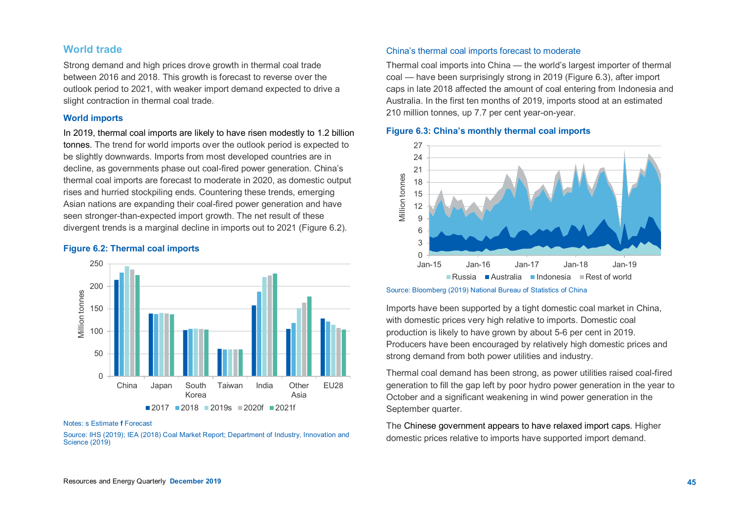## World trade

Strong demand and high prices drove growth in thermal coal trade between 2016 and 2018. This growth is forecast to reverse over the outlook period to 2021, with weaker import demand expected to drive a slight contraction in thermal coal trade.

### World imports

In 2019, thermal coal imports are likely to have risen modestly to 1.2 billion tonnes. The trend for world imports over the outlook period is expected to be slightly downwards. Imports from most developed countries are in decline, as governments phase out coal-fired power generation. China's thermal coal imports are forecast to moderate in 2020, as domestic output rises and hurried stockpiling ends. Countering these trends, emerging Asian nations are expanding their coal-fired power generation and have seen stronger-than-expected import growth. The net result of these divergent trends is a marginal decline in imports out to 2021 (Figure 6.2).

**Figure 6.2: Thermal coal imports**

Notes: s Estimate **f** Forecast

Source: IHS (2019); IEA (2018) Coal Market Report; Department of Industry, Innovation and Science (2019)

### China's thermal coal imports forecast to moderate

Thermal coal imports into China — the world's largest importer of thermal coal — have been surprisingly strong in 2019 (Figure 6.3), after import caps in late 2018 affected the amount of coal entering from Indonesia and Australia. In the first ten months of 2019, imports stood at an estimated 210 million tonnes, up 7.7 per cent year-on-year.

**Figure 6.3: China's monthly thermal coal imports**

Source: Bloomberg (2019) National Bureau of Statistics of China

Imports have been supported by a tight domestic coal market in China, with domestic prices very high relative to imports. Domestic coal production is likely to have grown by about 5-6 per cent in 2019. Producers have been encouraged by relatively high domestic prices and strong demand from both power utilities and industry.

Thermal coal demand has been strong, as power utilities raised coal-fired generation to fill the gap left by poor hydro power generation in the year to October and a significant weakening in wind power generation in the September quarter.

The Chinese government appears to have relaxed import caps. Higher domestic prices relative to imports have supported import demand.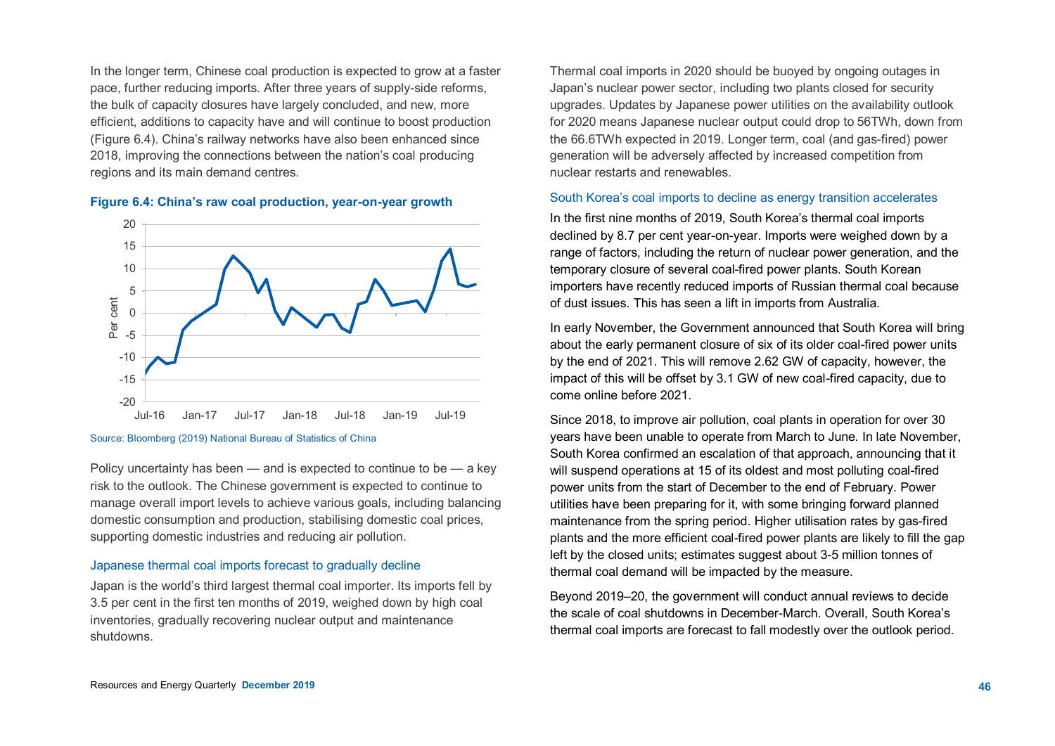In the longer term, Chinese coal production is expected to grow at a faster pace, further reducing imports. After three years of supply-side reforms, the bulk of capacity closures have largely concluded, and new, more efficient, additions to capacity have and will continue to boost production (Figure 6.4). China's railway networks have also been enhanced since 2018, improving the connections between the nation's coal producing regions and its main demand centres.

**Figure 6.4: China's raw coal production, year-on-year growth**

Source: Bloomberg (2019) National Bureau of Statistics of China

Policy uncertainty has been — and is expected to continue to be — a key risk to the outlook. The Chinese government is expected to continue to manage overall import levels to achieve various goals, including balancing domestic consumption and production, stabilising domestic coal prices, supporting domestic industries and reducing air pollution.

### Japanese thermal coal imports forecast to gradually decline

Japan is the world's third largest thermal coal importer. Its imports fell by 3.5 per cent in the first ten months of 2019, weighed down by high coal inventories, gradually recovering nuclear output and maintenance shutdowns.

Thermal coal imports in 2020 should be buoyed by ongoing outages in Japan's nuclear power sector, including two plants closed for security upgrades. Updates by Japanese power utilities on the availability outlook for 2020 means Japanese nuclear output could drop to 56TWh, down from the 66.6TWh expected in 2019. Longer term, coal (and gas-fired) power generation will be adversely affected by increased competition from nuclear restarts and renewables.

### South Korea's coal imports to decline as energy transition accelerates

In the first nine months of 2019, South Korea's thermal coal imports declined by 8.7 per cent year-on-year. Imports were weighed down by a range of factors, including the return of nuclear power generation, and the temporary closure of several coal-fired power plants. South Korean importers have recently reduced imports of Russian thermal coal because of dust issues. This has seen a lift in imports from Australia.

In early November, the Government announced that South Korea will bring about the early permanent closure of six of its older coal-fired power units by the end of 2021. This will remove 2.62 GW of capacity, however, the impact of this will be offset by 3.1 GW of new coal-fired capacity, due to come online before 2021.

Since 2018, to improve air pollution, coal plants in operation for over 30 years have been unable to operate from March to June. In late November, South Korea confirmed an escalation of that approach, announcing that it will suspend operations at 15 of its oldest and most polluting coal-fired power units from the start of December to the end of February. Power utilities have been preparing for it, with some bringing forward planned maintenance from the spring period. Higher utilisation rates by gas-fired plants and the more efficient coal-fired power plants are likely to fill the gap left by the closed units; estimates suggest about 3-5 million tonnes of thermal coal demand will be impacted by the measure.

Beyond 2019–20, the government will conduct annual reviews to decide the scale of coal shutdowns in December-March. Overall, South Korea's thermal coal imports are forecast to fall modestly over the outlook period.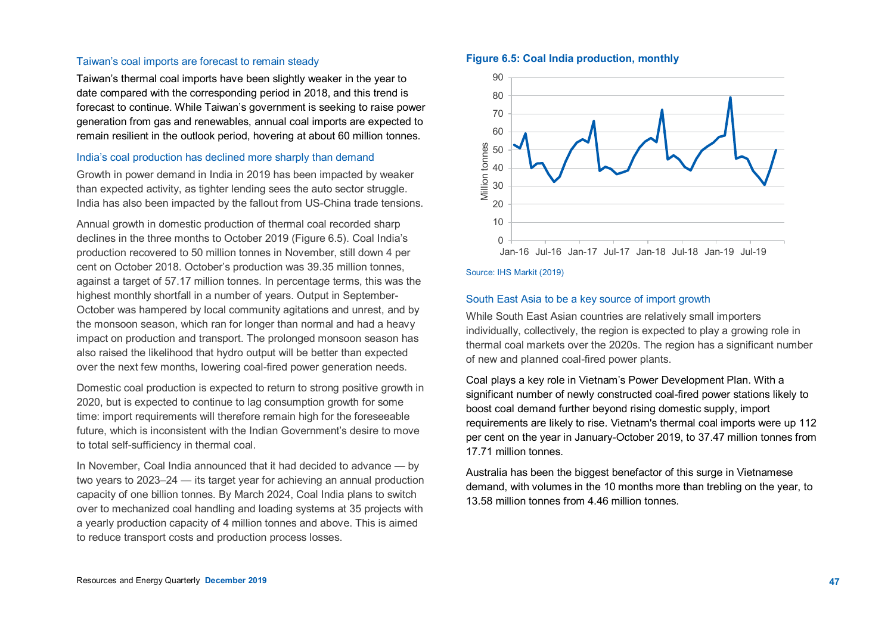### Taiwan's coal imports are forecast to remain steady

Taiwan's thermal coal imports have been slightly weaker in the year to date compared with the corresponding period in 2018, and this trend is forecast to continue. While Taiwan's government is seeking to raise power generation from gas and renewables, annual coal imports are expected to remain resilient in the outlook period, hovering at about 60 million tonnes.

### India's coal production has declined more sharply than demand

Growth in power demand in India in 2019 has been impacted by weaker than expected activity, as tighter lending sees the auto sector struggle. India has also been impacted by the fallout from US-China trade tensions.

Annual growth in domestic production of thermal coal recorded sharp declines in the three months to October 2019 (Figure 6.5). Coal India's production recovered to 50 million tonnes in November, still down 4 per cent on October 2018. October's production was 39.35 million tonnes, against a target of 57.17 million tonnes. In percentage terms, this was the highest monthly shortfall in a number of years. Output in September-October was hampered by local community agitations and unrest, and by the monsoon season, which ran for longer than normal and had a heavy impact on production and transport. The prolonged monsoon season has also raised the likelihood that hydro output will be better than expected over the next few months, lowering coal-fired power generation needs.

Domestic coal production is expected to return to strong positive growth in 2020, but is expected to continue to lag consumption growth for some time: import requirements will therefore remain high for the foreseeable future, which is inconsistent with the Indian Government's desire to move to total self-sufficiency in thermal coal.

In November, Coal India announced that it had decided to advance — by two years to 2023–24 — its target year for achieving an annual production capacity of one billion tonnes. By March 2024, Coal India plans to switch over to mechanized coal handling and loading systems at 35 projects with a yearly production capacity of 4 million tonnes and above. This is aimed to reduce transport costs and production process losses.

**Figure 6.5: Coal India production, monthly**

Source: IHS Markit (2019)

### South East Asia to be a key source of import growth

While South East Asian countries are relatively small importers individually, collectively, the region is expected to play a growing role in thermal coal markets over the 2020s. The region has a significant number of new and planned coal-fired power plants.

Coal plays a key role in Vietnam's Power Development Plan. With a significant number of newly constructed coal-fired power stations likely to boost coal demand further beyond rising domestic supply, import requirements are likely to rise. Vietnam's thermal coal imports were up 112 per cent on the year in January-October 2019, to 37.47 million tonnes from 17.71 million tonnes.

Australia has been the biggest benefactor of this surge in Vietnamese demand, with volumes in the 10 months more than trebling on the year, to 13.58 million tonnes from 4.46 million tonnes.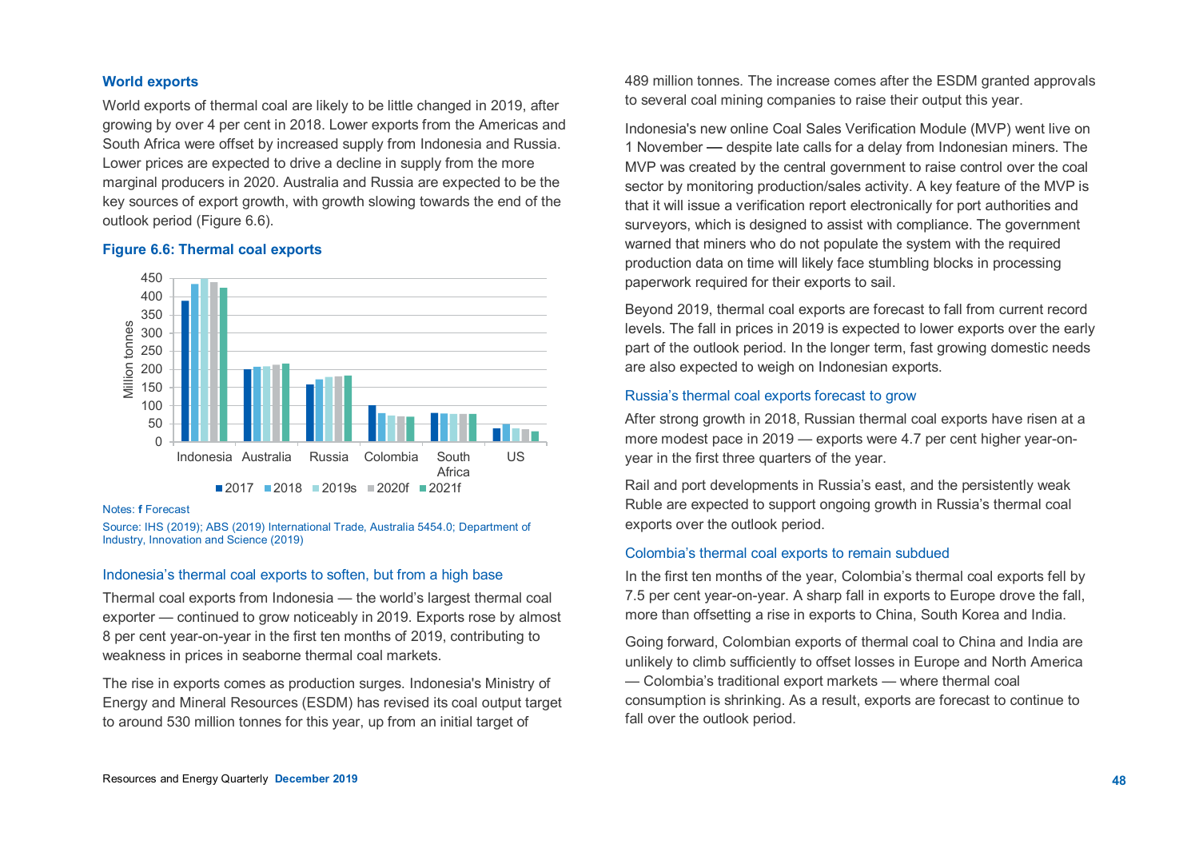### World exports

World exports of thermal coal are likely to be little changed in 2019, after growing by over 4 per cent in 2018. Lower exports from the Americas and South Africa were offset by increased supply from Indonesia and Russia. Lower prices are expected to drive a decline in supply from the more marginal producers in 2020. Australia and Russia are expected to be the key sources of export growth, with growth slowing towards the end of the outlook period (Figure 6.6).

**Figure 6.6: Thermal coal exports**

Notes: **f** Forecast

Source: IHS (2019); ABS (2019) International Trade, Australia 5454.0; Department of Industry, Innovation and Science (2019)

### Indonesia's thermal coal exports to soften, but from a high base

Thermal coal exports from Indonesia — the world's largest thermal coal exporter — continued to grow noticeably in 2019. Exports rose by almost 8 per cent year-on-year in the first ten months of 2019, contributing to weakness in prices in seaborne thermal coal markets.

The rise in exports comes as production surges. Indonesia's Ministry of Energy and Mineral Resources (ESDM) has revised its coal output target to around 530 million tonnes for this year, up from an initial target of 489 million tonnes. The increase comes after the ESDM granted approvals to several coal mining companies to raise their output this year.

Indonesia's new online Coal Sales Verification Module (MVP) went live on 1 November — despite late calls for a delay from Indonesian miners. The MVP was created by the central government to raise control over the coal sector by monitoring production/sales activity. A key feature of the MVP is that it will issue a verification report electronically for port authorities and surveyors, which is designed to assist with compliance. The government warned that miners who do not populate the system with the required production data on time will likely face stumbling blocks in processing paperwork required for their exports to sail.

Beyond 2019, thermal coal exports are forecast to fall from current record levels. The fall in prices in 2019 is expected to lower exports over the early part of the outlook period. In the longer term, fast growing domestic needs are also expected to weigh on Indonesian exports.

### Russia's thermal coal exports forecast to grow

After strong growth in 2018, Russian thermal coal exports have risen at a more modest pace in 2019 — exports were 4.7 per cent higher year-on-year in the first three quarters of the year.

Rail and port developments in Russia's east, and the persistently weak Ruble are expected to support ongoing growth in Russia's thermal coal exports over the outlook period.

### Colombia's thermal coal exports to remain subdued

In the first ten months of the year, Colombia's thermal coal exports fell by 7.5 per cent year-on-year. A sharp fall in exports to Europe drove the fall, more than offsetting a rise in exports to China, South Korea and India.

Going forward, Colombian exports of thermal coal to China and India are unlikely to climb sufficiently to offset losses in Europe and North America — Colombia's traditional export markets — where thermal coal consumption is shrinking. As a result, exports are forecast to continue to fall over the outlook period.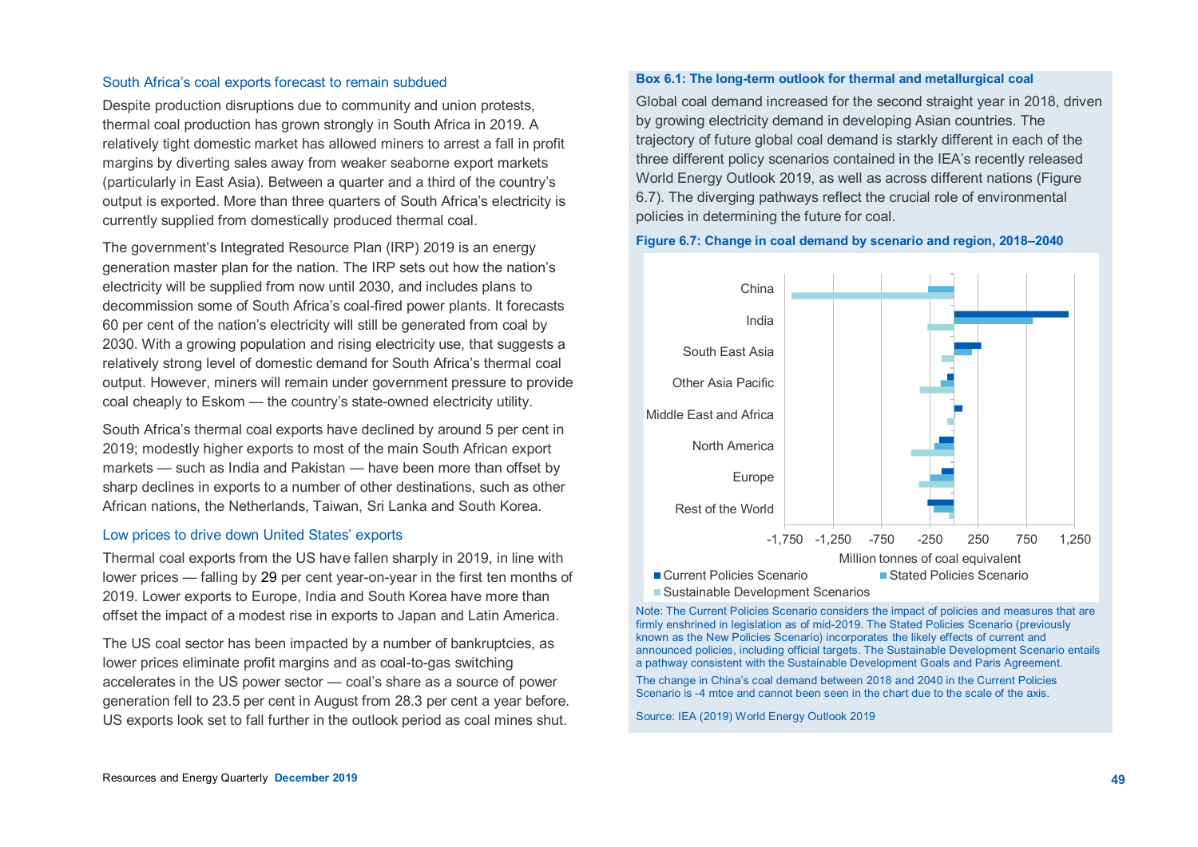### South Africa's coal exports forecast to remain subdued

Despite production disruptions due to community and union protests, thermal coal production has grown strongly in South Africa in 2019. A relatively tight domestic market has allowed miners to arrest a fall in profit margins by diverting sales away from weaker seaborne export markets (particularly in East Asia). Between a quarter and a third of the country's output is exported. More than three quarters of South Africa's electricity is currently supplied from domestically produced thermal coal.

The government's Integrated Resource Plan (IRP) 2019 is an energy generation master plan for the nation. The IRP sets out how the nation's electricity will be supplied from now until 2030, and includes plans to decommission some of South Africa's coal-fired power plants. It forecasts 60 per cent of the nation's electricity will still be generated from coal by 2030. With a growing population and rising electricity use, that suggests a relatively strong level of domestic demand for South Africa's thermal coal output. However, miners will remain under government pressure to provide coal cheaply to Eskom — the country's state-owned electricity utility.

South Africa's thermal coal exports have declined by around 5 per cent in 2019; modestly higher exports to most of the main South African export markets — such as India and Pakistan — have been more than offset by sharp declines in exports to a number of other destinations, such as other African nations, the Netherlands, Taiwan, Sri Lanka and South Korea.

### Low prices to drive down United States' exports

Thermal coal exports from the US have fallen sharply in 2019, in line with lower prices — falling by 29 per cent year-on-year in the first ten months of 2019. Lower exports to Europe, India and South Korea have more than offset the impact of a modest rise in exports to Japan and Latin America.

The US coal sector has been impacted by a number of bankruptcies, as lower prices eliminate profit margins and as coal-to-gas switching accelerates in the US power sector — coal's share as a source of power generation fell to 23.5 per cent in August from 28.3 per cent a year before. US exports look set to fall further in the outlook period as coal mines shut.

**Box 6.1: The long-term outlook for thermal and metallurgical coal**

Global coal demand increased for the second straight year in 2018, driven by growing electricity demand in developing Asian countries. The trajectory of future global coal demand is starkly different in each of the three different policy scenarios contained in the IEA's recently released World Energy Outlook 2019, as well as across different nations (Figure 6.7). The diverging pathways reflect the crucial role of environmental policies in determining the future for coal.

**Figure 6.7: Change in coal demand by scenario and region, 2018–2040**

Note: The Current Policies Scenario considers the impact of policies and measures that are firmly enshrined in legislation as of mid-2019. The Stated Policies Scenario (previously known as the New Policies Scenario) incorporates the likely effects of current and announced policies, including official targets. The Sustainable Development Scenario entails a pathway consistent with the Sustainable Development Goals and Paris Agreement.

The change in China's coal demand between 2018 and 2040 in the Current Policies Scenario is -4 mtce and cannot been seen in the chart due to the scale of the axis.

Source: IEA (2019) World Energy Outlook 2019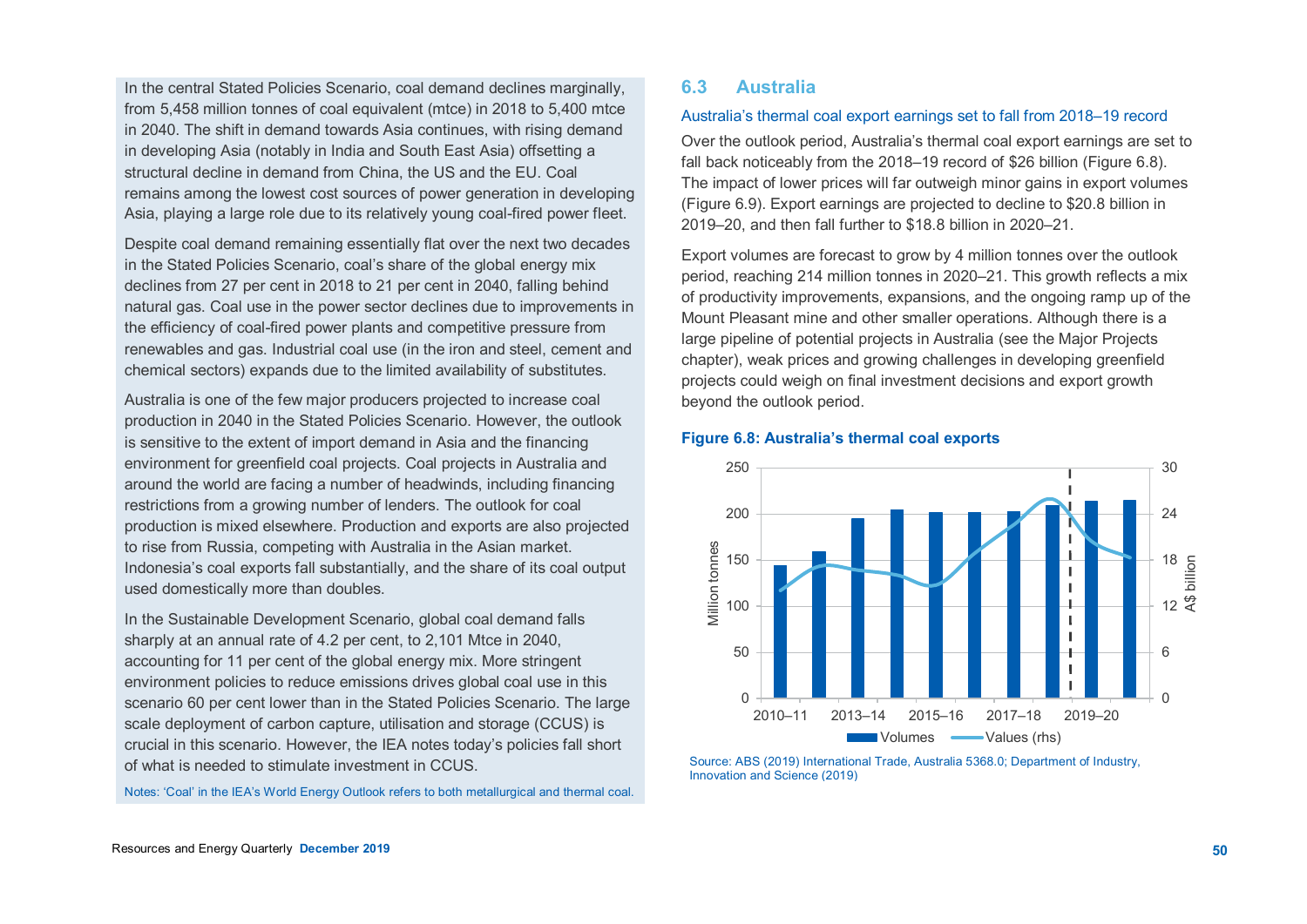In the central Stated Policies Scenario, coal demand declines marginally, from 5,458 million tonnes of coal equivalent (mtce) in 2018 to 5,400 mtce in 2040. The shift in demand towards Asia continues, with rising demand in developing Asia (notably in India and South East Asia) offsetting a structural decline in demand from China, the US and the EU. Coal remains among the lowest cost sources of power generation in developing Asia, playing a large role due to its relatively young coal-fired power fleet.

Despite coal demand remaining essentially flat over the next two decades in the Stated Policies Scenario, coal's share of the global energy mix declines from 27 per cent in 2018 to 21 per cent in 2040, falling behind natural gas. Coal use in the power sector declines due to improvements in the efficiency of coal-fired power plants and competitive pressure from renewables and gas. Industrial coal use (in the iron and steel, cement and chemical sectors) expands due to the limited availability of substitutes.

Australia is one of the few major producers projected to increase coal production in 2040 in the Stated Policies Scenario. However, the outlook is sensitive to the extent of import demand in Asia and the financing environment for greenfield coal projects. Coal projects in Australia and around the world are facing a number of headwinds, including financing restrictions from a growing number of lenders. The outlook for coal production is mixed elsewhere. Production and exports are also projected to rise from Russia, competing with Australia in the Asian market. Indonesia's coal exports fall substantially, and the share of its coal output used domestically more than doubles.

In the Sustainable Development Scenario, global coal demand falls sharply at an annual rate of 4.2 per cent, to 2,101 Mtce in 2040, accounting for 11 per cent of the global energy mix. More stringent environment policies to reduce emissions drives global coal use in this scenario 60 per cent lower than in the Stated Policies Scenario. The large scale deployment of carbon capture, utilisation and storage (CCUS) is crucial in this scenario. However, the IEA notes today's policies fall short of what is needed to stimulate investment in CCUS.

Notes: 'Coal' in the IEA's World Energy Outlook refers to both metallurgical and thermal coal.

## 6.3 Australia

### Australia's thermal coal export earnings set to fall from 2018–19 record

Over the outlook period, Australia's thermal coal export earnings are set to fall back noticeably from the 2018–19 record of $26 billion (Figure 6.8). The impact of lower prices will far outweigh minor gains in export volumes (Figure 6.9). Export earnings are projected to decline to $20.8 billion in 2019–20, and then fall further to $18.8 billion in 2020–21.

Export volumes are forecast to grow by 4 million tonnes over the outlook period, reaching 214 million tonnes in 2020–21. This growth reflects a mix of productivity improvements, expansions, and the ongoing ramp up of the Mount Pleasant mine and other smaller operations. Although there is a large pipeline of potential projects in Australia (see the Major Projects chapter), weak prices and growing challenges in developing greenfield projects could weigh on final investment decisions and export growth beyond the outlook period.

**Figure 6.8: Australia's thermal coal exports**

Source: ABS (2019) International Trade, Australia 5368.0; Department of Industry, Innovation and Science (2019)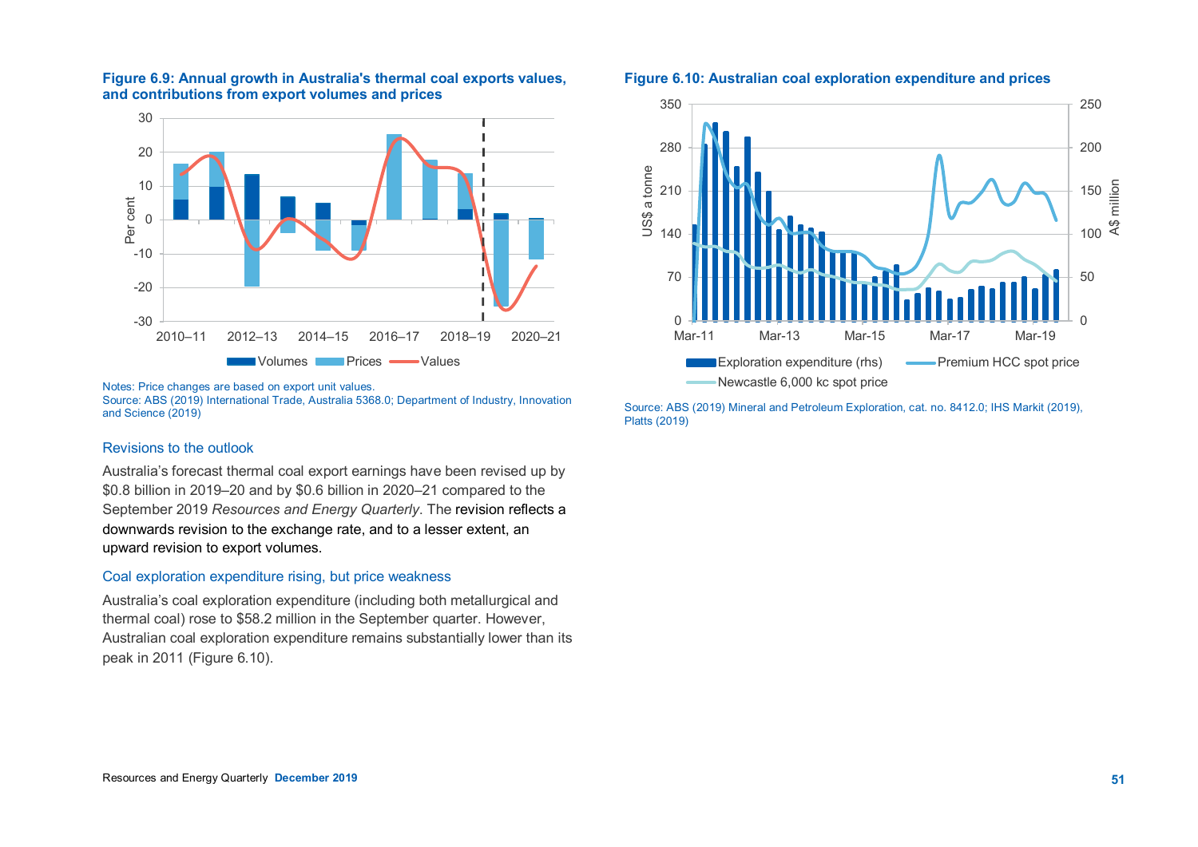**Figure 6.9: Annual growth in Australia's thermal coal exports values, and contributions from export volumes and prices**

Notes: Price changes are based on export unit values.
Source: ABS (2019) International Trade, Australia 5368.0; Department of Industry, Innovation and Science (2019)

### Revisions to the outlook

Australia's forecast thermal coal export earnings have been revised up by $0.8 billion in 2019–20 and by $0.6 billion in 2020–21 compared to the September 2019 *Resources and Energy Quarterly*. The revision reflects a downwards revision to the exchange rate, and to a lesser extent, an upward revision to export volumes.

### Coal exploration expenditure rising, but price weakness

Australia's coal exploration expenditure (including both metallurgical and thermal coal) rose to $58.2 million in the September quarter. However, Australian coal exploration expenditure remains substantially lower than its peak in 2011 (Figure 6.10).

**Figure 6.10: Australian coal exploration expenditure and prices**

Source: ABS (2019) Mineral and Petroleum Exploration, cat. no. 8412.0; IHS Markit (2019), Platts (2019)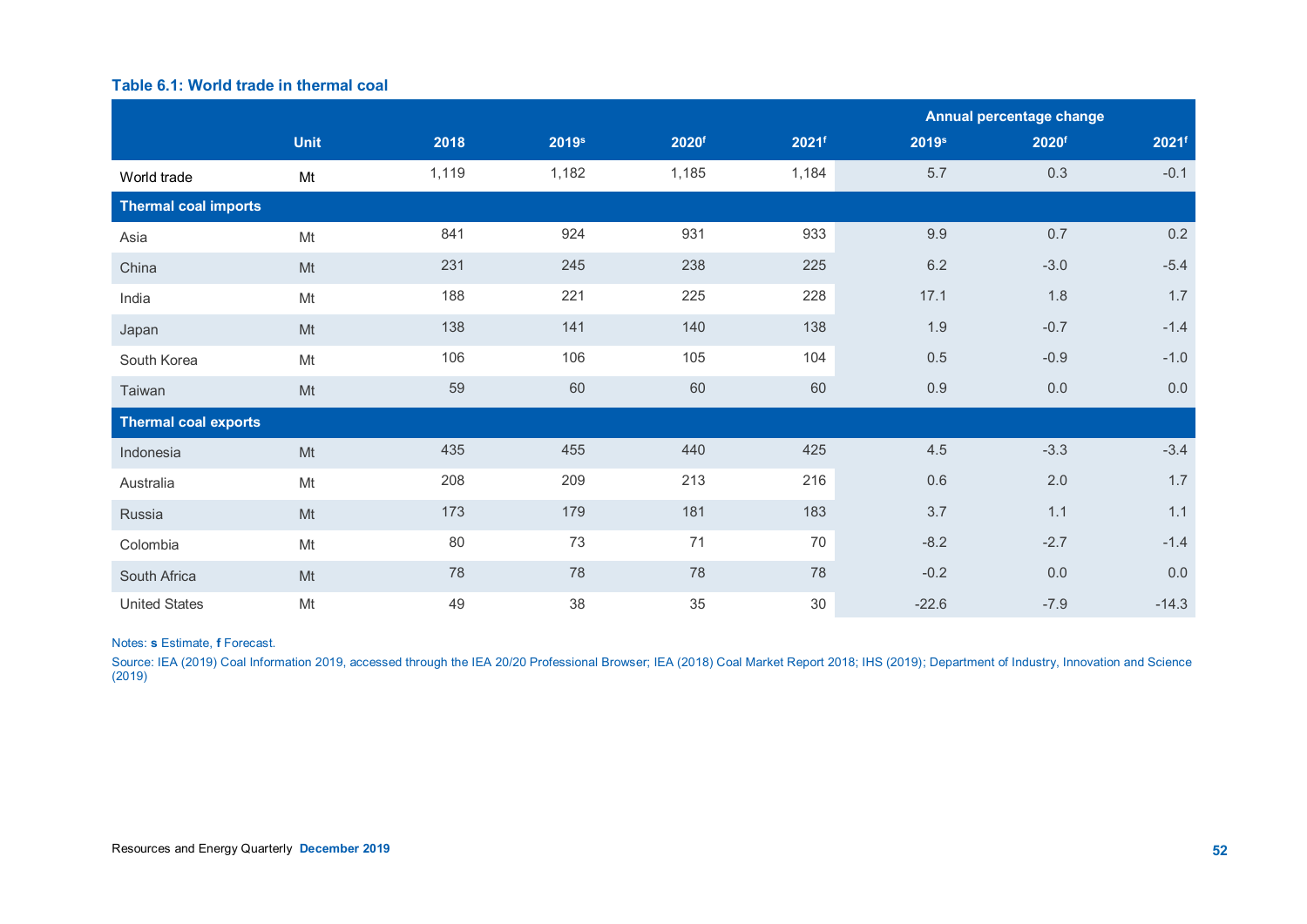**Table 6.1: World trade in thermal coal**

| | Unit | 2018 | 2019s | 2020f | 2021f | Annual percentage change 2019s | 2020f | 2021f |
|---|---|---|---|---|---|---|---|---|
| World trade | Mt | 1,119 | 1,182 | 1,185 | 1,184 | 5.7 | 0.3 | -0.1 |
| **Thermal coal imports** | | | | | | | | |
| Asia | Mt | 841 | 924 | 931 | 933 | 9.9 | 0.7 | 0.2 |
| China | Mt | 231 | 245 | 238 | 225 | 6.2 | -3.0 | -5.4 |
| India | Mt | 188 | 221 | 225 | 228 | 17.1 | 1.8 | 1.7 |
| Japan | Mt | 138 | 141 | 140 | 138 | 1.9 | -0.7 | -1.4 |
| South Korea | Mt | 106 | 106 | 105 | 104 | 0.5 | -0.9 | -1.0 |
| Taiwan | Mt | 59 | 60 | 60 | 60 | 0.9 | 0.0 | 0.0 |
| **Thermal coal exports** | | | | | | | | |
| Indonesia | Mt | 435 | 455 | 440 | 425 | 4.5 | -3.3 | -3.4 |
| Australia | Mt | 208 | 209 | 213 | 216 | 0.6 | 2.0 | 1.7 |
| Russia | Mt | 173 | 179 | 181 | 183 | 3.7 | 1.1 | 1.1 |
| Colombia | Mt | 80 | 73 | 71 | 70 | -8.2 | -2.7 | -1.4 |
| South Africa | Mt | 78 | 78 | 78 | 78 | -0.2 | 0.0 | 0.0 |
| United States | Mt | 49 | 38 | 35 | 30 | -22.6 | -7.9 | -14.3 |

Notes: **s** Estimate, **f** Forecast.

Source: IEA (2019) Coal Information 2019, accessed through the IEA 20/20 Professional Browser; IEA (2018) Coal Market Report 2018; IHS (2019); Department of Industry, Innovation and Science (2019)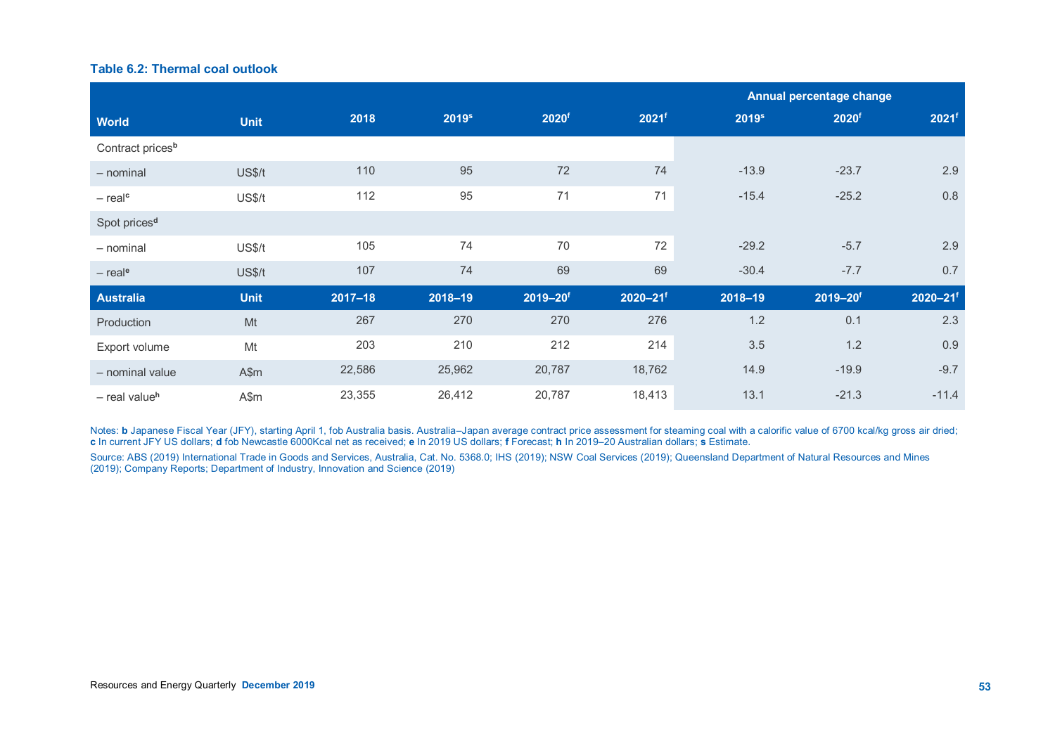**Table 6.2: Thermal coal outlook**

| World | Unit | 2018 | 2019[s] | 2020[f] | 2021[f] | Annual percentage change 2019[s] | 2020[f] | 2021[f] |
|---|---|---|---|---|---|---|---|---|
| Contract prices[b] | | | | | | | | |
| – nominal | US$/t | 110 | 95 | 72 | 74 | -13.9 | -23.7 | 2.9 |
| – real[c] | US$/t | 112 | 95 | 71 | 71 | -15.4 | -25.2 | 0.8 |
| Spot prices[d] | | | | | | | | |
| – nominal | US$/t | 105 | 74 | 70 | 72 | -29.2 | -5.7 | 2.9 |
| – real[e] | US$/t | 107 | 74 | 69 | 69 | -30.4 | -7.7 | 0.7 |
| **Australia** | **Unit** | **2017–18** | **2018–19** | **2019–20[f]** | **2020–21[f]** | **2018–19** | **2019–20[f]** | **2020–21[f]** |
| Production | Mt | 267 | 270 | 270 | 276 | 1.2 | 0.1 | 2.3 |
| Export volume | Mt | 203 | 210 | 212 | 214 | 3.5 | 1.2 | 0.9 |
| – nominal value | A$m | 22,586 | 25,962 | 20,787 | 18,762 | 14.9 | -19.9 | -9.7 |
| – real value[h] | A$m | 23,355 | 26,412 | 20,787 | 18,413 | 13.1 | -21.3 | -11.4 |

Notes: **b** Japanese Fiscal Year (JFY), starting April 1, fob Australia basis. Australia–Japan average contract price assessment for steaming coal with a calorific value of 6700 kcal/kg gross air dried; **c** In current JFY US dollars; **d** fob Newcastle 6000Kcal net as received; **e** In 2019 US dollars; **f** Forecast; **h** In 2019–20 Australian dollars; **s** Estimate.

Source: ABS (2019) International Trade in Goods and Services, Australia, Cat. No. 5368.0; IHS (2019); NSW Coal Services (2019); Queensland Department of Natural Resources and Mines (2019); Company Reports; Department of Industry, Innovation and Science (2019)